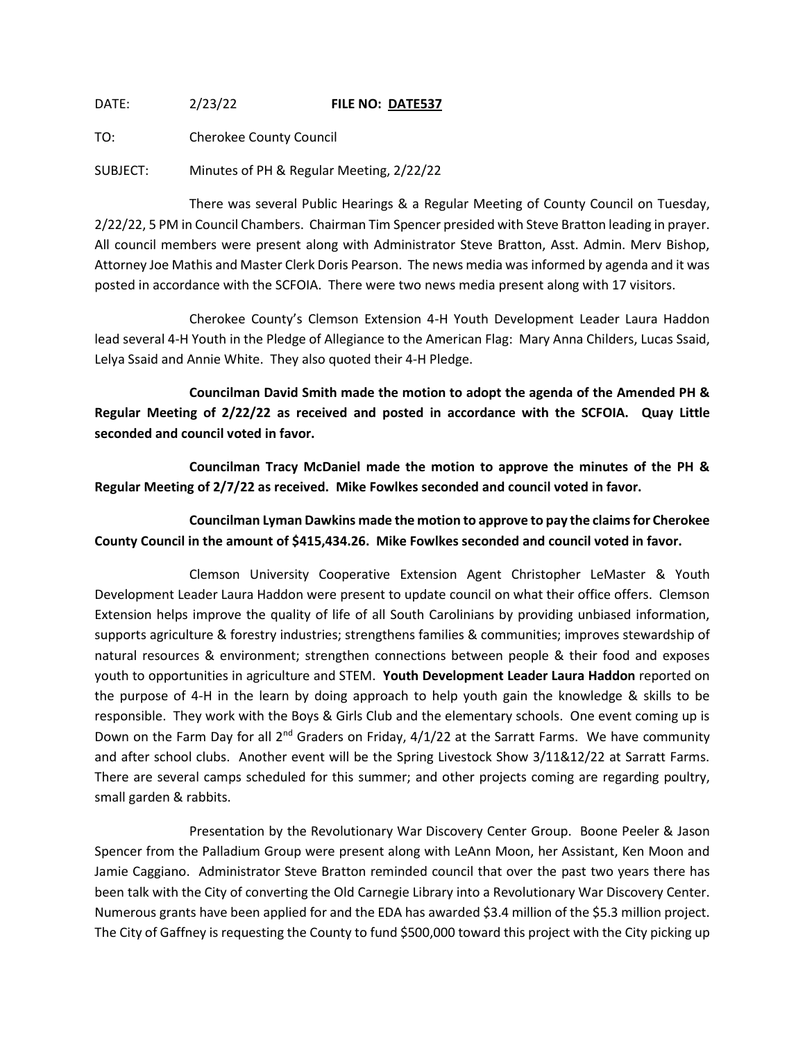DATE: 2/23/22 **FILE NO: DATE537**

TO: Cherokee County Council

SUBJECT: Minutes of PH & Regular Meeting, 2/22/22

There was several Public Hearings & a Regular Meeting of County Council on Tuesday, 2/22/22, 5 PM in Council Chambers. Chairman Tim Spencer presided with Steve Bratton leading in prayer. All council members were present along with Administrator Steve Bratton, Asst. Admin. Merv Bishop, Attorney Joe Mathis and Master Clerk Doris Pearson. The news media was informed by agenda and it was posted in accordance with the SCFOIA. There were two news media present along with 17 visitors.

Cherokee County's Clemson Extension 4-H Youth Development Leader Laura Haddon lead several 4-H Youth in the Pledge of Allegiance to the American Flag: Mary Anna Childers, Lucas Ssaid, Lelya Ssaid and Annie White. They also quoted their 4-H Pledge.

**Councilman David Smith made the motion to adopt the agenda of the Amended PH & Regular Meeting of 2/22/22 as received and posted in accordance with the SCFOIA. Quay Little seconded and council voted in favor.**

**Councilman Tracy McDaniel made the motion to approve the minutes of the PH & Regular Meeting of 2/7/22 as received. Mike Fowlkes seconded and council voted in favor.**

**Councilman Lyman Dawkins made the motion to approve to pay the claims for Cherokee County Council in the amount of $415,434.26. Mike Fowlkes seconded and council voted in favor.**

Clemson University Cooperative Extension Agent Christopher LeMaster & Youth Development Leader Laura Haddon were present to update council on what their office offers. Clemson Extension helps improve the quality of life of all South Carolinians by providing unbiased information, supports agriculture & forestry industries; strengthens families & communities; improves stewardship of natural resources & environment; strengthen connections between people & their food and exposes youth to opportunities in agriculture and STEM. **Youth Development Leader Laura Haddon** reported on the purpose of 4-H in the learn by doing approach to help youth gain the knowledge & skills to be responsible. They work with the Boys & Girls Club and the elementary schools. One event coming up is Down on the Farm Day for all 2nd Graders on Friday, 4/1/22 at the Sarratt Farms. We have community and after school clubs. Another event will be the Spring Livestock Show 3/11&12/22 at Sarratt Farms. There are several camps scheduled for this summer; and other projects coming are regarding poultry, small garden & rabbits.

Presentation by the Revolutionary War Discovery Center Group. Boone Peeler & Jason Spencer from the Palladium Group were present along with LeAnn Moon, her Assistant, Ken Moon and Jamie Caggiano. Administrator Steve Bratton reminded council that over the past two years there has been talk with the City of converting the Old Carnegie Library into a Revolutionary War Discovery Center. Numerous grants have been applied for and the EDA has awarded $3.4 million of the $5.3 million project. The City of Gaffney is requesting the County to fund $500,000 toward this project with the City picking up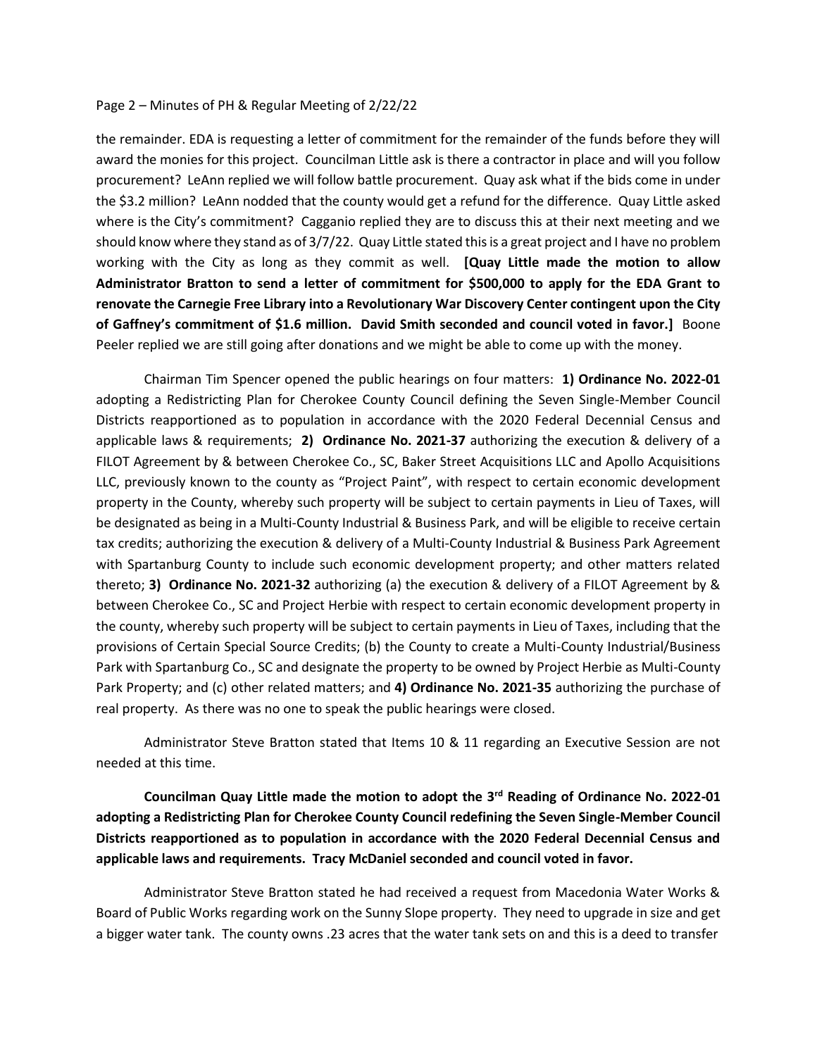the remainder. EDA is requesting a letter of commitment for the remainder of the funds before they will award the monies for this project. Councilman Little ask is there a contractor in place and will you follow procurement? LeAnn replied we will follow battle procurement. Quay ask what if the bids come in under the $3.2 million? LeAnn nodded that the county would get a refund for the difference. Quay Little asked where is the City's commitment? Cagganio replied they are to discuss this at their next meeting and we should know where they stand as of 3/7/22. Quay Little stated this is a great project and I have no problem working with the City as long as they commit as well. **[Quay Little made the motion to allow Administrator Bratton to send a letter of commitment for $500,000 to apply for the EDA Grant to renovate the Carnegie Free Library into a Revolutionary War Discovery Center contingent upon the City of Gaffney's commitment of $1.6 million. David Smith seconded and council voted in favor.]** Boone Peeler replied we are still going after donations and we might be able to come up with the money.

Chairman Tim Spencer opened the public hearings on four matters: **1) Ordinance No. 2022-01** adopting a Redistricting Plan for Cherokee County Council defining the Seven Single-Member Council Districts reapportioned as to population in accordance with the 2020 Federal Decennial Census and applicable laws & requirements; **2) Ordinance No. 2021-37** authorizing the execution & delivery of a FILOT Agreement by & between Cherokee Co., SC, Baker Street Acquisitions LLC and Apollo Acquisitions LLC, previously known to the county as "Project Paint", with respect to certain economic development property in the County, whereby such property will be subject to certain payments in Lieu of Taxes, will be designated as being in a Multi-County Industrial & Business Park, and will be eligible to receive certain tax credits; authorizing the execution & delivery of a Multi-County Industrial & Business Park Agreement with Spartanburg County to include such economic development property; and other matters related thereto; **3) Ordinance No. 2021-32** authorizing (a) the execution & delivery of a FILOT Agreement by & between Cherokee Co., SC and Project Herbie with respect to certain economic development property in the county, whereby such property will be subject to certain payments in Lieu of Taxes, including that the provisions of Certain Special Source Credits; (b) the County to create a Multi-County Industrial/Business Park with Spartanburg Co., SC and designate the property to be owned by Project Herbie as Multi-County Park Property; and (c) other related matters; and **4) Ordinance No. 2021-35** authorizing the purchase of real property. As there was no one to speak the public hearings were closed.

Administrator Steve Bratton stated that Items 10 & 11 regarding an Executive Session are not needed at this time.

**Councilman Quay Little made the motion to adopt the 3rd Reading of Ordinance No. 2022-01 adopting a Redistricting Plan for Cherokee County Council redefining the Seven Single-Member Council Districts reapportioned as to population in accordance with the 2020 Federal Decennial Census and applicable laws and requirements. Tracy McDaniel seconded and council voted in favor.**

Administrator Steve Bratton stated he had received a request from Macedonia Water Works & Board of Public Works regarding work on the Sunny Slope property. They need to upgrade in size and get a bigger water tank. The county owns .23 acres that the water tank sets on and this is a deed to transfer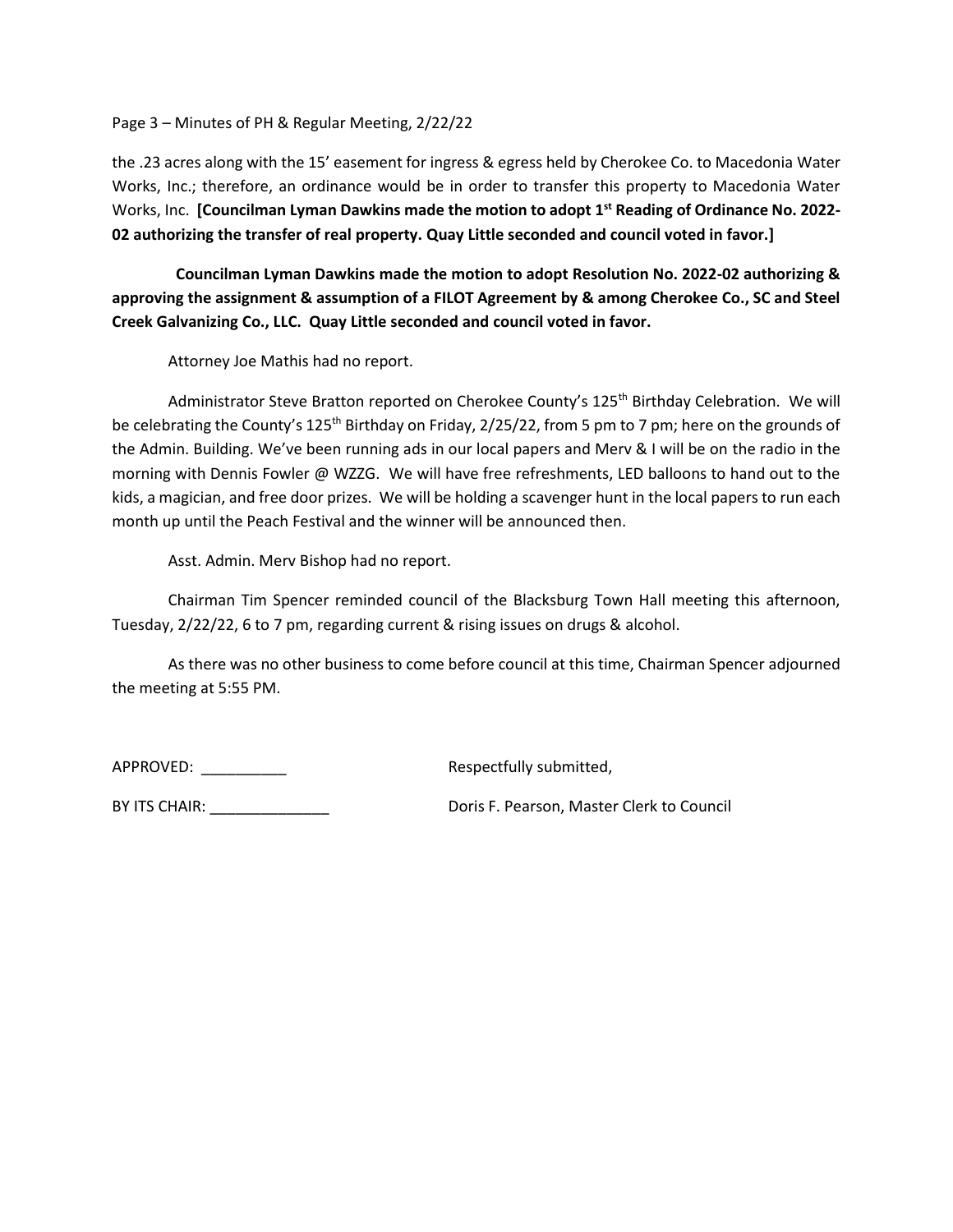the .23 acres along with the 15' easement for ingress & egress held by Cherokee Co. to Macedonia Water Works, Inc.; therefore, an ordinance would be in order to transfer this property to Macedonia Water Works, Inc. **[Councilman Lyman Dawkins made the motion to adopt 1st Reading of Ordinance No. 2022-02 authorizing the transfer of real property. Quay Little seconded and council voted in favor.]**

**Councilman Lyman Dawkins made the motion to adopt Resolution No. 2022-02 authorizing & approving the assignment & assumption of a FILOT Agreement by & among Cherokee Co., SC and Steel Creek Galvanizing Co., LLC. Quay Little seconded and council voted in favor.**

Attorney Joe Mathis had no report.

Administrator Steve Bratton reported on Cherokee County's 125th Birthday Celebration. We will be celebrating the County's 125th Birthday on Friday, 2/25/22, from 5 pm to 7 pm; here on the grounds of the Admin. Building. We've been running ads in our local papers and Merv & I will be on the radio in the morning with Dennis Fowler @ WZZG. We will have free refreshments, LED balloons to hand out to the kids, a magician, and free door prizes. We will be holding a scavenger hunt in the local papers to run each month up until the Peach Festival and the winner will be announced then.

Asst. Admin. Merv Bishop had no report.

Chairman Tim Spencer reminded council of the Blacksburg Town Hall meeting this afternoon, Tuesday, 2/22/22, 6 to 7 pm, regarding current & rising issues on drugs & alcohol.

As there was no other business to come before council at this time, Chairman Spencer adjourned the meeting at 5:55 PM.

APPROVED: __________ Respectfully submitted,

BY ITS CHAIR: ______________ Doris F. Pearson, Master Clerk to Council